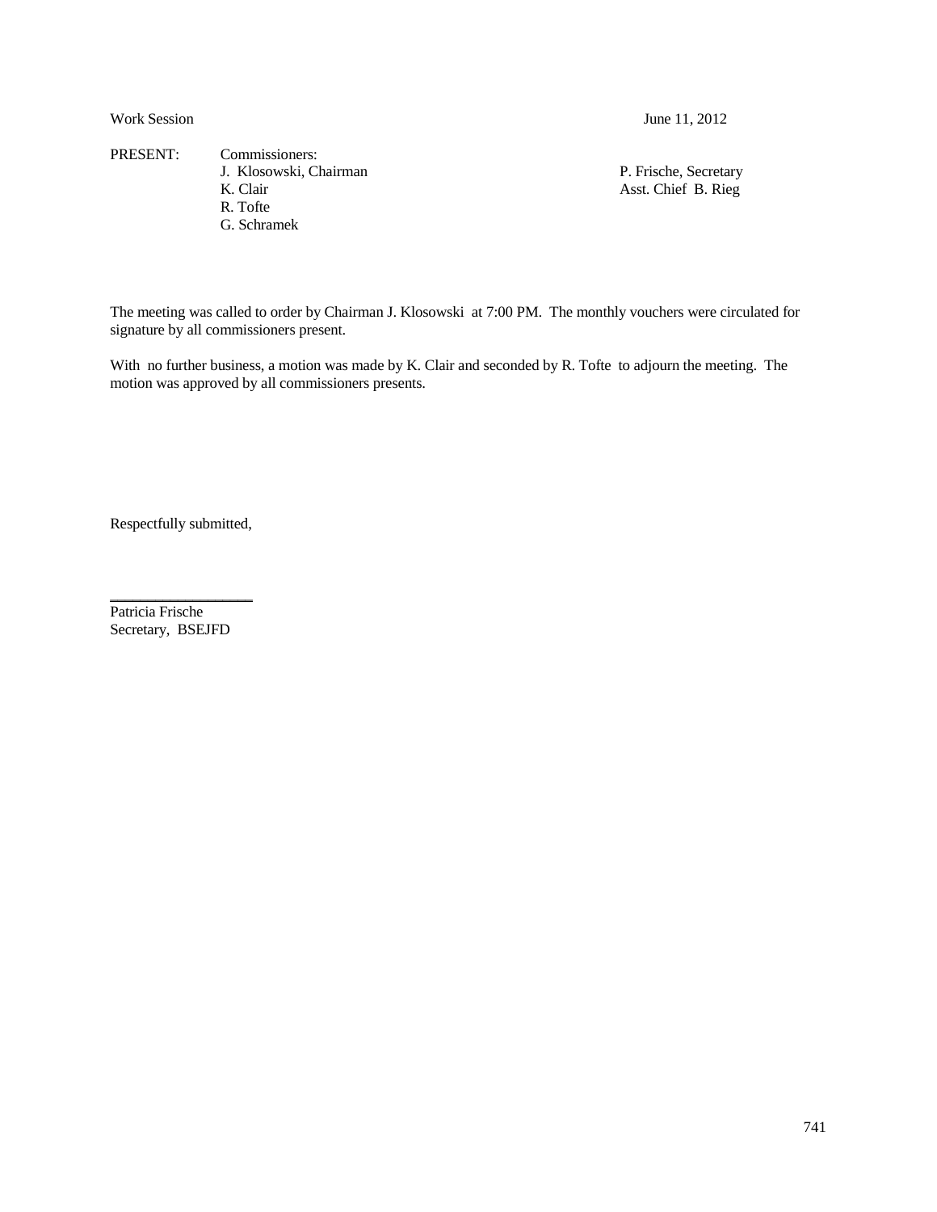Work Session June 11, 2012

PRESENT: Commissioners:

J. Klosowski, Chairman
K. Clair
R. Tofte
G. Schramek

P. Frische, Secretary
Asst. Chief B. Rieg

The meeting was called to order by Chairman J. Klosowski at 7:00 PM. The monthly vouchers were circulated for signature by all commissioners present.

With no further business, a motion was made by K. Clair and seconded by R. Tofte to adjourn the meeting. The motion was approved by all commissioners presents.

Respectfully submitted,

\_\_\_\_\_\_\_\_\_\_\_\_\_\_\_\_\_\_

Patricia Frische
Secretary, BSEJFD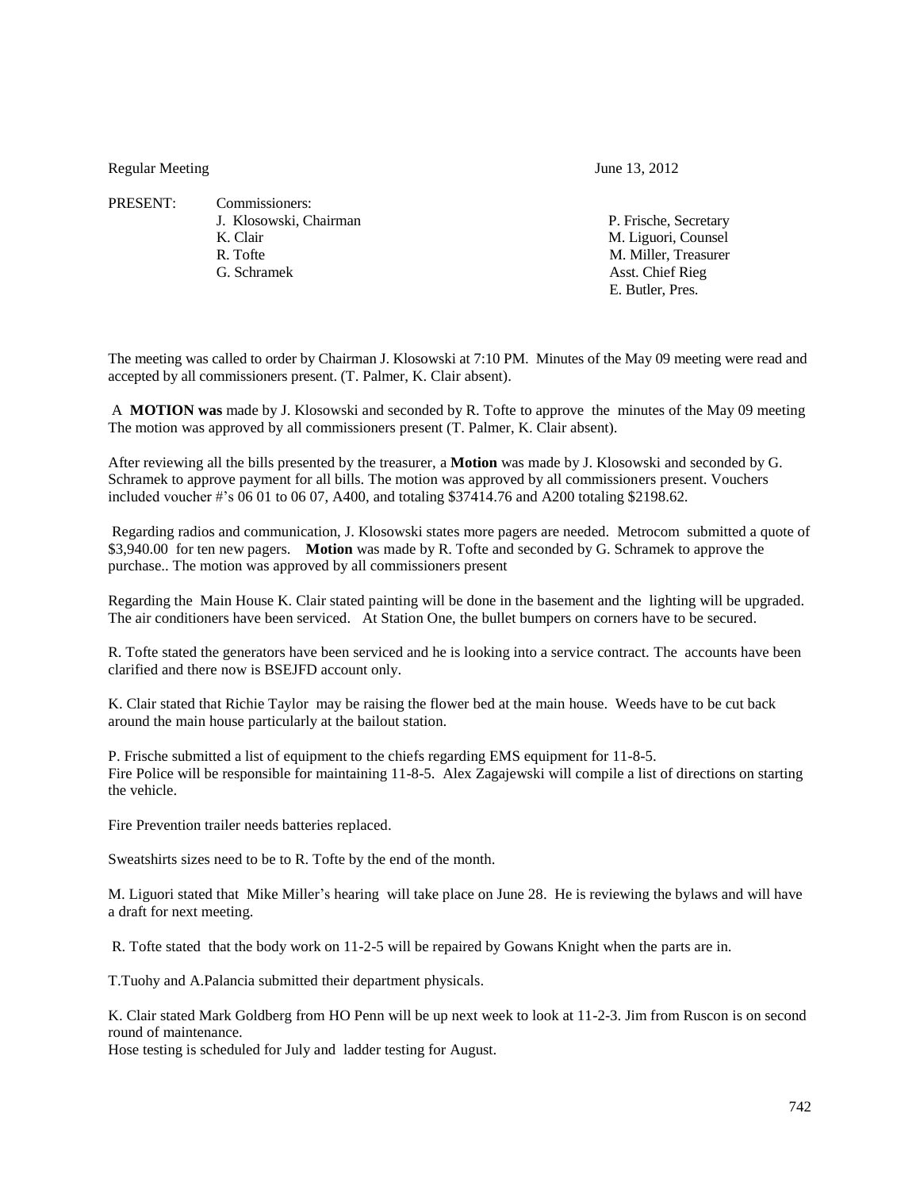Regular Meeting June 13, 2012

PRESENT: Commissioners:

| | |
|---|---|
| J. Klosowski, Chairman | P. Frische, Secretary |
| K. Clair | M. Liguori, Counsel |
| R. Tofte | M. Miller, Treasurer |
| G. Schramek | Asst. Chief Rieg |
| | E. Butler, Pres. |

The meeting was called to order by Chairman J. Klosowski at 7:10 PM. Minutes of the May 09 meeting were read and accepted by all commissioners present. (T. Palmer, K. Clair absent).

A **MOTION was** made by J. Klosowski and seconded by R. Tofte to approve the minutes of the May 09 meeting The motion was approved by all commissioners present (T. Palmer, K. Clair absent).

After reviewing all the bills presented by the treasurer, a **Motion** was made by J. Klosowski and seconded by G. Schramek to approve payment for all bills. The motion was approved by all commissioners present. Vouchers included voucher #'s 06 01 to 06 07, A400, and totaling $37414.76 and A200 totaling $2198.62.

Regarding radios and communication, J. Klosowski states more pagers are needed. Metrocom submitted a quote of $3,940.00 for ten new pagers. **Motion** was made by R. Tofte and seconded by G. Schramek to approve the purchase.. The motion was approved by all commissioners present

Regarding the Main House K. Clair stated painting will be done in the basement and the lighting will be upgraded. The air conditioners have been serviced. At Station One, the bullet bumpers on corners have to be secured.

R. Tofte stated the generators have been serviced and he is looking into a service contract. The accounts have been clarified and there now is BSEJFD account only.

K. Clair stated that Richie Taylor may be raising the flower bed at the main house. Weeds have to be cut back around the main house particularly at the bailout station.

P. Frische submitted a list of equipment to the chiefs regarding EMS equipment for 11-8-5.
Fire Police will be responsible for maintaining 11-8-5. Alex Zagajewski will compile a list of directions on starting the vehicle.

Fire Prevention trailer needs batteries replaced.

Sweatshirts sizes need to be to R. Tofte by the end of the month.

M. Liguori stated that Mike Miller's hearing will take place on June 28. He is reviewing the bylaws and will have a draft for next meeting.

R. Tofte stated that the body work on 11-2-5 will be repaired by Gowans Knight when the parts are in.

T.Tuohy and A.Palancia submitted their department physicals.

K. Clair stated Mark Goldberg from HO Penn will be up next week to look at 11-2-3. Jim from Ruscon is on second round of maintenance.
Hose testing is scheduled for July and ladder testing for August.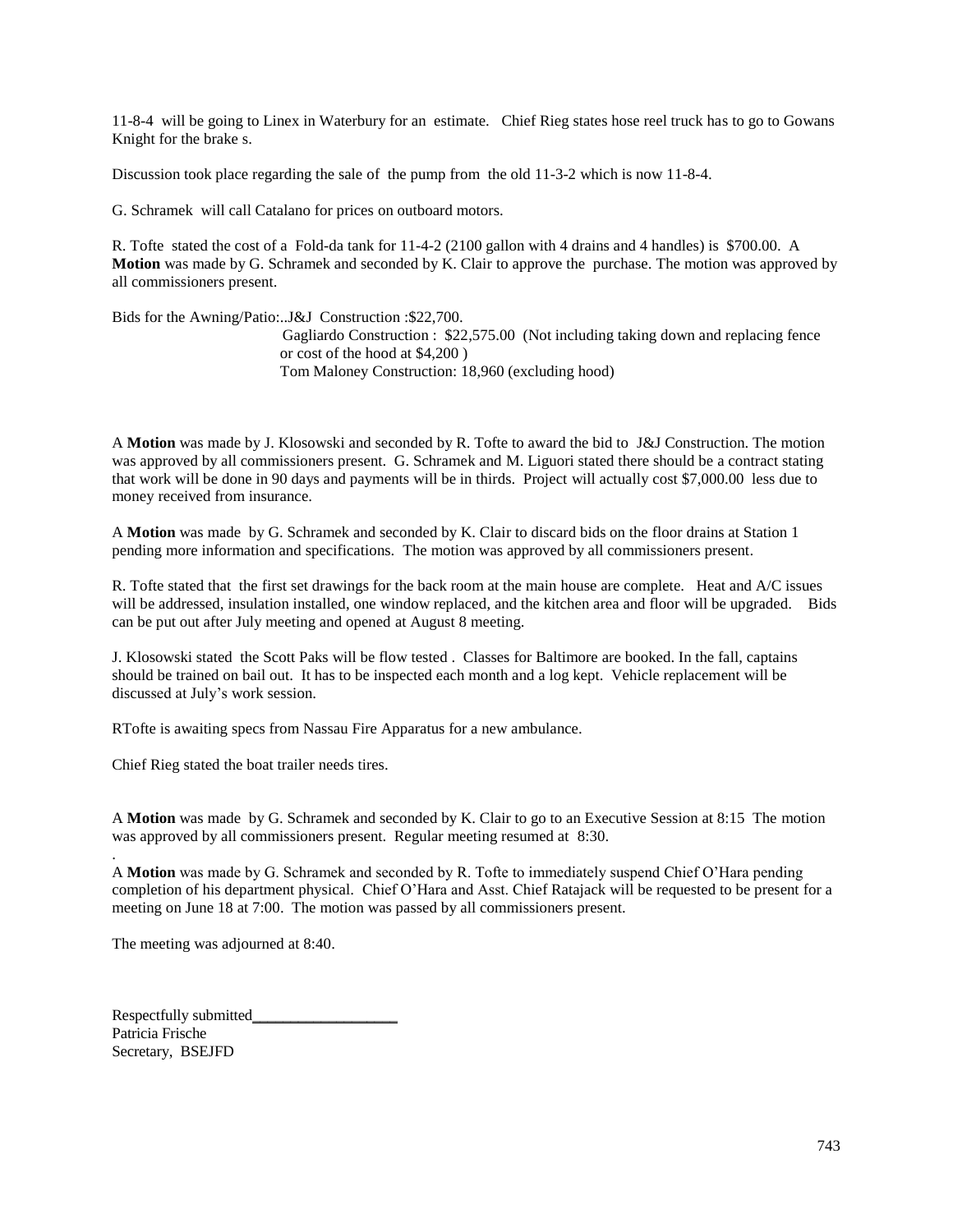11-8-4 will be going to Linex in Waterbury for an estimate. Chief Rieg states hose reel truck has to go to Gowans Knight for the brake s.

Discussion took place regarding the sale of the pump from the old 11-3-2 which is now 11-8-4.

G. Schramek will call Catalano for prices on outboard motors.

R. Tofte stated the cost of a Fold-da tank for 11-4-2 (2100 gallon with 4 drains and 4 handles) is $700.00. A **Motion** was made by G. Schramek and seconded by K. Clair to approve the purchase. The motion was approved by all commissioners present.

Bids for the Awning/Patio:..J&J Construction :$22,700.
Gagliardo Construction : $22,575.00 (Not including taking down and replacing fence or cost of the hood at $4,200 )
Tom Maloney Construction: 18,960 (excluding hood)

A **Motion** was made by J. Klosowski and seconded by R. Tofte to award the bid to J&J Construction. The motion was approved by all commissioners present. G. Schramek and M. Liguori stated there should be a contract stating that work will be done in 90 days and payments will be in thirds. Project will actually cost $7,000.00 less due to money received from insurance.

A **Motion** was made by G. Schramek and seconded by K. Clair to discard bids on the floor drains at Station 1 pending more information and specifications. The motion was approved by all commissioners present.

R. Tofte stated that the first set drawings for the back room at the main house are complete. Heat and A/C issues will be addressed, insulation installed, one window replaced, and the kitchen area and floor will be upgraded. Bids can be put out after July meeting and opened at August 8 meeting.

J. Klosowski stated the Scott Paks will be flow tested . Classes for Baltimore are booked. In the fall, captains should be trained on bail out. It has to be inspected each month and a log kept. Vehicle replacement will be discussed at July's work session.

RTofte is awaiting specs from Nassau Fire Apparatus for a new ambulance.

Chief Rieg stated the boat trailer needs tires.

A **Motion** was made by G. Schramek and seconded by K. Clair to go to an Executive Session at 8:15 The motion was approved by all commissioners present. Regular meeting resumed at 8:30.

.
A **Motion** was made by G. Schramek and seconded by R. Tofte to immediately suspend Chief O'Hara pending completion of his department physical. Chief O'Hara and Asst. Chief Ratajack will be requested to be present for a meeting on June 18 at 7:00. The motion was passed by all commissioners present.

The meeting was adjourned at 8:40.

Respectfully submitted__________________
Patricia Frische
Secretary, BSEJFD